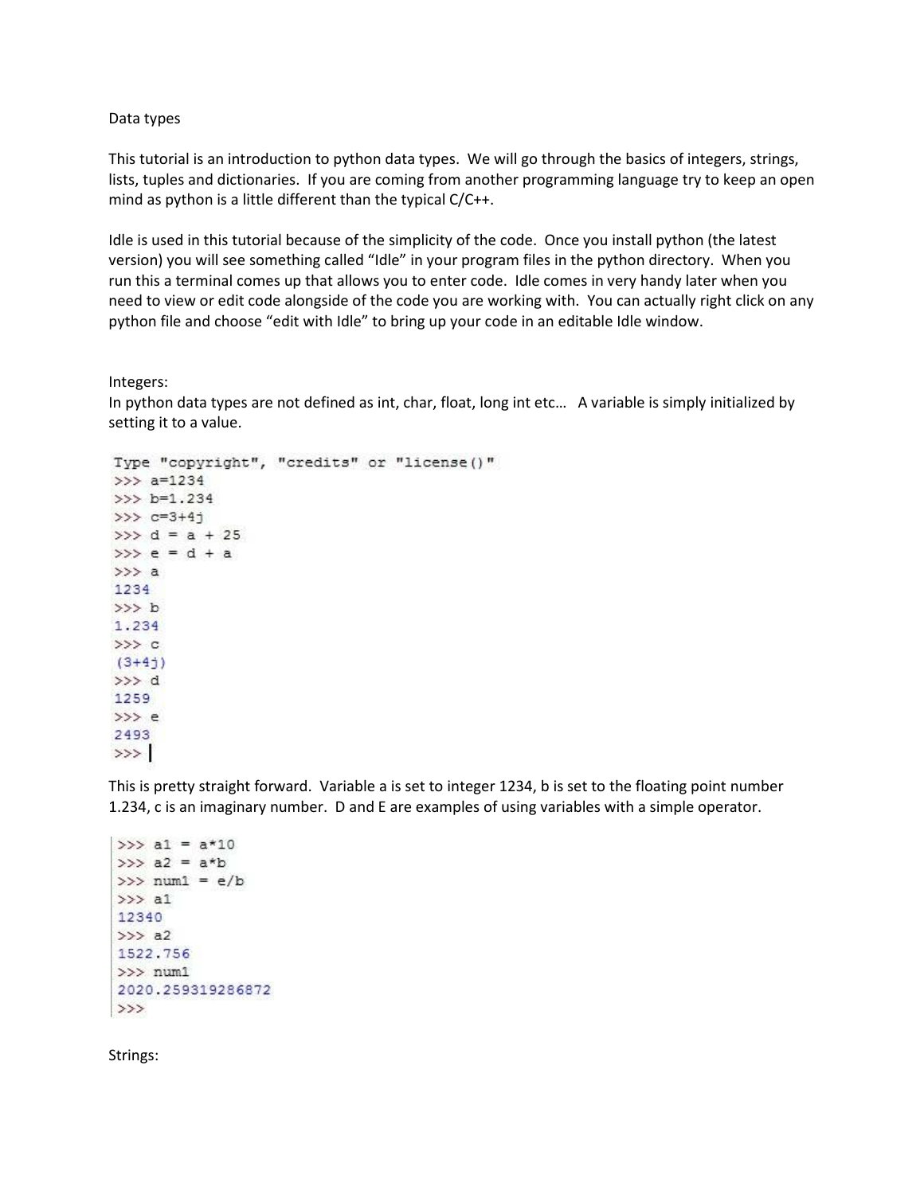Data types

This tutorial is an introduction to python data types. We will go through the basics of integers, strings, lists, tuples and dictionaries. If you are coming from another programming language try to keep an open mind as python is a little different than the typical C/C++.

Idle is used in this tutorial because of the simplicity of the code. Once you install python (the latest version) you will see something called "Idle" in your program files in the python directory. When you run this a terminal comes up that allows you to enter code. Idle comes in very handy later when you need to view or edit code alongside of the code you are working with. You can actually right click on any python file and choose "edit with Idle" to bring up your code in an editable Idle window.

Integers:

In python data types are not defined as int, char, float, long int etc… A variable is simply initialized by setting it to a value.

```
Type "copyright", "credits" or "license()"
>>> a=1234
>>> b=1.234
>>> c=3+4j
>>> d = a + 25
>>> e = d + a
>>> a
1234
>>> b
1.234
>>> c
(3+4j)
>>> d
1259
>>> e
2493
>>> |
```

This is pretty straight forward. Variable a is set to integer 1234, b is set to the floating point number 1.234, c is an imaginary number. D and E are examples of using variables with a simple operator.

```
>>> a1 = a*10
>>> a2 = a*b
>>> num1 = e/b
>>> a1
12340
>>> a2
1522.756
>>> num1
2020.259319286872
>>>
```

Strings: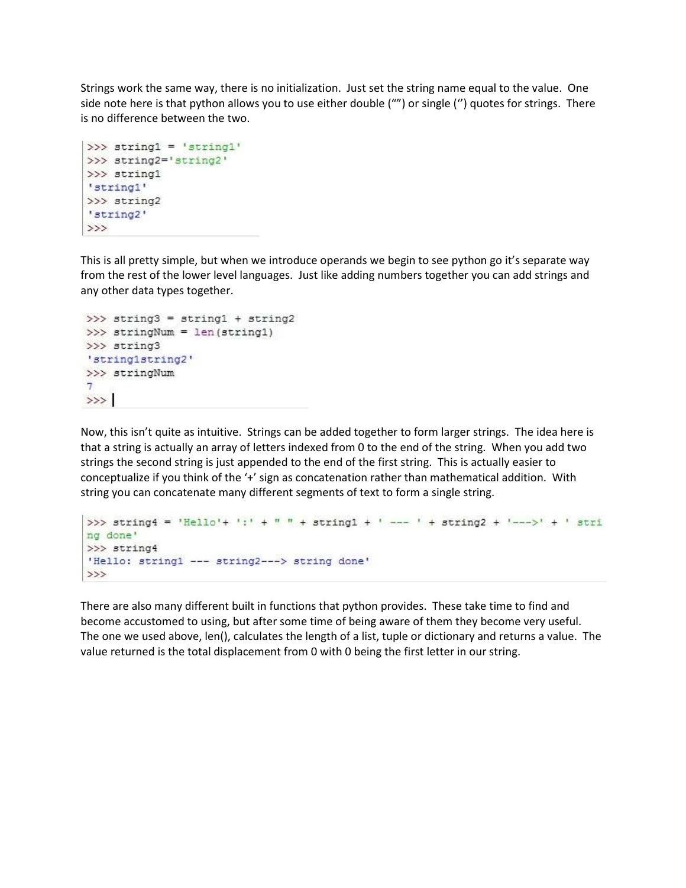Strings work the same way, there is no initialization. Just set the string name equal to the value. One side note here is that python allows you to use either double ("") or single ('') quotes for strings. There is no difference between the two.

```
>>> string1 = 'string1'
>>> string2='string2'
>>> string1
'string1'
>>> string2
'string2'
>>>
```

This is all pretty simple, but when we introduce operands we begin to see python go it's separate way from the rest of the lower level languages. Just like adding numbers together you can add strings and any other data types together.

```
>>> string3 = string1 + string2
>>> stringNum = len(string1)
>>> string3
'string1string2'
>>> stringNum
7
>>> |
```

Now, this isn't quite as intuitive. Strings can be added together to form larger strings. The idea here is that a string is actually an array of letters indexed from 0 to the end of the string. When you add two strings the second string is just appended to the end of the first string. This is actually easier to conceptualize if you think of the '+' sign as concatenation rather than mathematical addition. With string you can concatenate many different segments of text to form a single string.

```
>>> string4 = 'Hello'+ ':' + " " + string1 + ' --- ' + string2 + '--->' + ' stri
ng done'
>>> string4
'Hello: string1 --- string2---> string done'
>>>
```

There are also many different built in functions that python provides. These take time to find and become accustomed to using, but after some time of being aware of them they become very useful. The one we used above, len(), calculates the length of a list, tuple or dictionary and returns a value. The value returned is the total displacement from 0 with 0 being the first letter in our string.